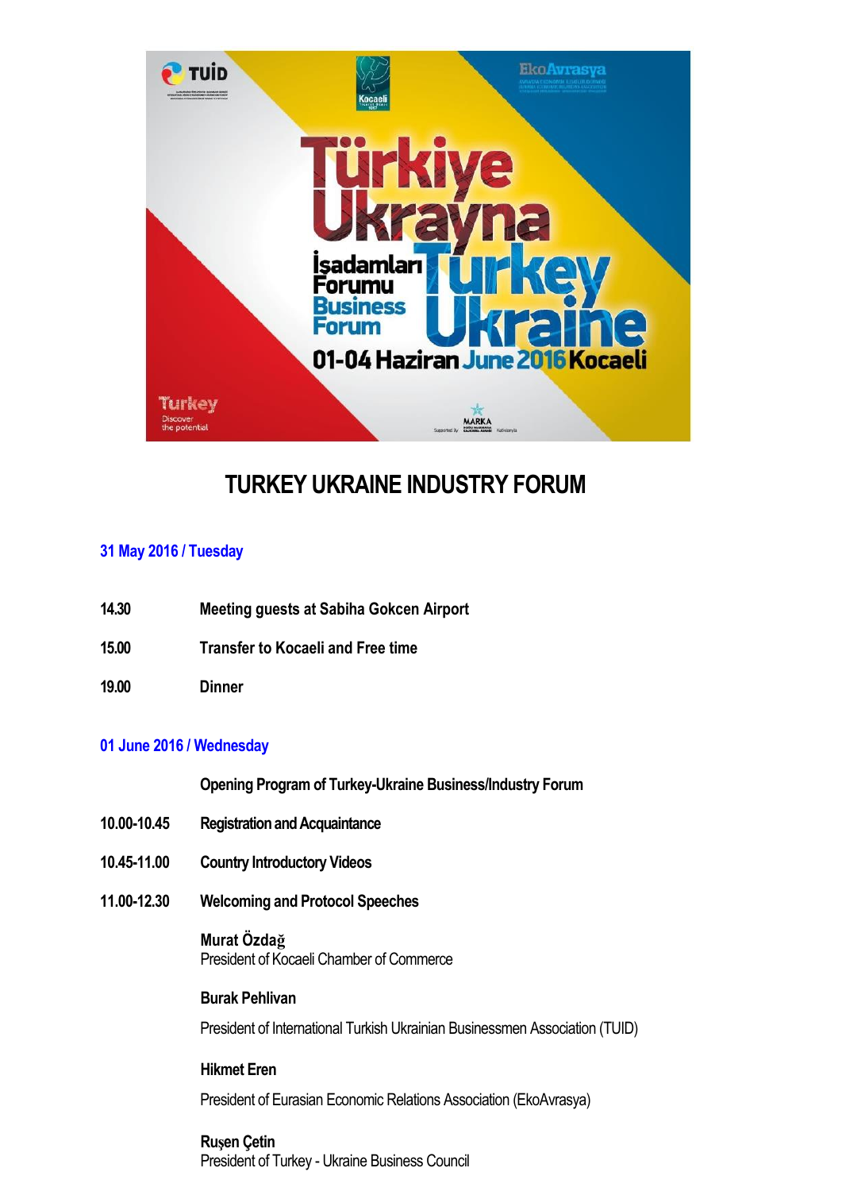# TURKEY UKRAINE INDUSTRY FORUM

## 31 May 2016 / Tuesday

| | |
|---|---|
| **14.30** | **Meeting guests at Sabiha Gokcen Airport** |
| **15.00** | **Transfer to Kocaeli and Free time** |
| **19.00** | **Dinner** |

## 01 June 2016 / Wednesday

**Opening Program of Turkey-Ukraine Business/Industry Forum**

| | |
|---|---|
| **10.00-10.45** | **Registration and Acquaintance** |
| **10.45-11.00** | **Country Introductory Videos** |
| **11.00-12.30** | **Welcoming and Protocol Speeches** |

**Murat Özdağ**
President of Kocaeli Chamber of Commerce

**Burak Pehlivan**

President of International Turkish Ukrainian Businessmen Association (TUID)

**Hikmet Eren**

President of Eurasian Economic Relations Association (EkoAvrasya)

**Ruşen Çetin**
President of Turkey - Ukraine Business Council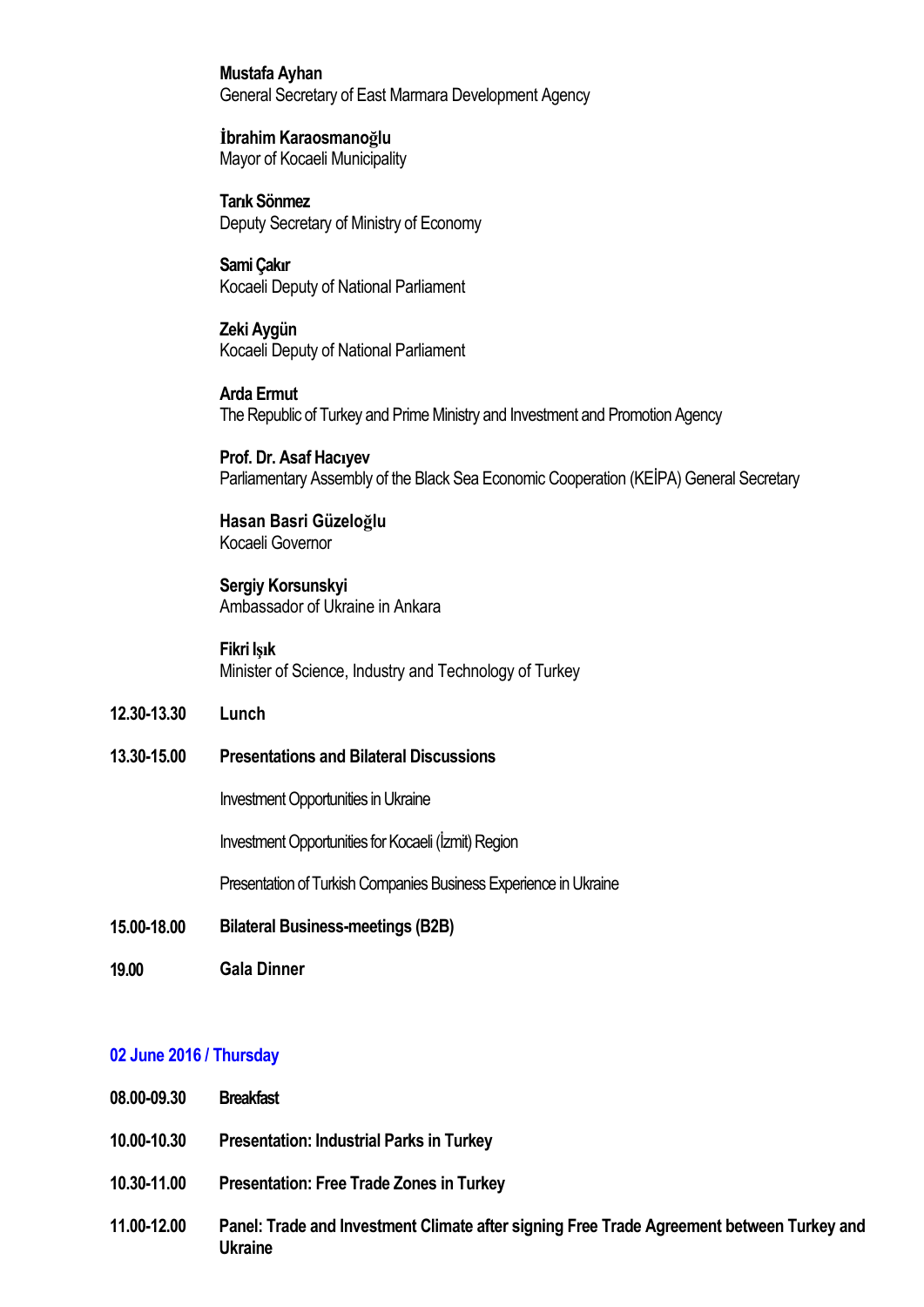**Mustafa Ayhan**
General Secretary of East Marmara Development Agency

**İbrahim Karaosmanoğlu**
Mayor of Kocaeli Municipality

**Tarık Sönmez**
Deputy Secretary of Ministry of Economy

**Sami Çakır**
Kocaeli Deputy of National Parliament

**Zeki Aygün**
Kocaeli Deputy of National Parliament

**Arda Ermut**
The Republic of Turkey and Prime Ministry and Investment and Promotion Agency

**Prof. Dr. Asaf Hacıyev**
Parliamentary Assembly of the Black Sea Economic Cooperation (KEİPA) General Secretary

**Hasan Basri Güzeloğlu**
Kocaeli Governor

**Sergiy Korsunskyi**
Ambassador of Ukraine in Ankara

**Fikri Işık**
Minister of Science, Industry and Technology of Turkey

**12.30-13.30** **Lunch**

**13.30-15.00** **Presentations and Bilateral Discussions**

Investment Opportunities in Ukraine

Investment Opportunities for Kocaeli (İzmit) Region

Presentation of Turkish Companies Business Experience in Ukraine

**15.00-18.00** **Bilateral Business-meetings (B2B)**

**19.00** **Gala Dinner**

## 02 June 2016 / Thursday

**08.00-09.30** **Breakfast**

**10.00-10.30** **Presentation: Industrial Parks in Turkey**

**10.30-11.00** **Presentation: Free Trade Zones in Turkey**

**11.00-12.00** **Panel: Trade and Investment Climate after signing Free Trade Agreement between Turkey and Ukraine**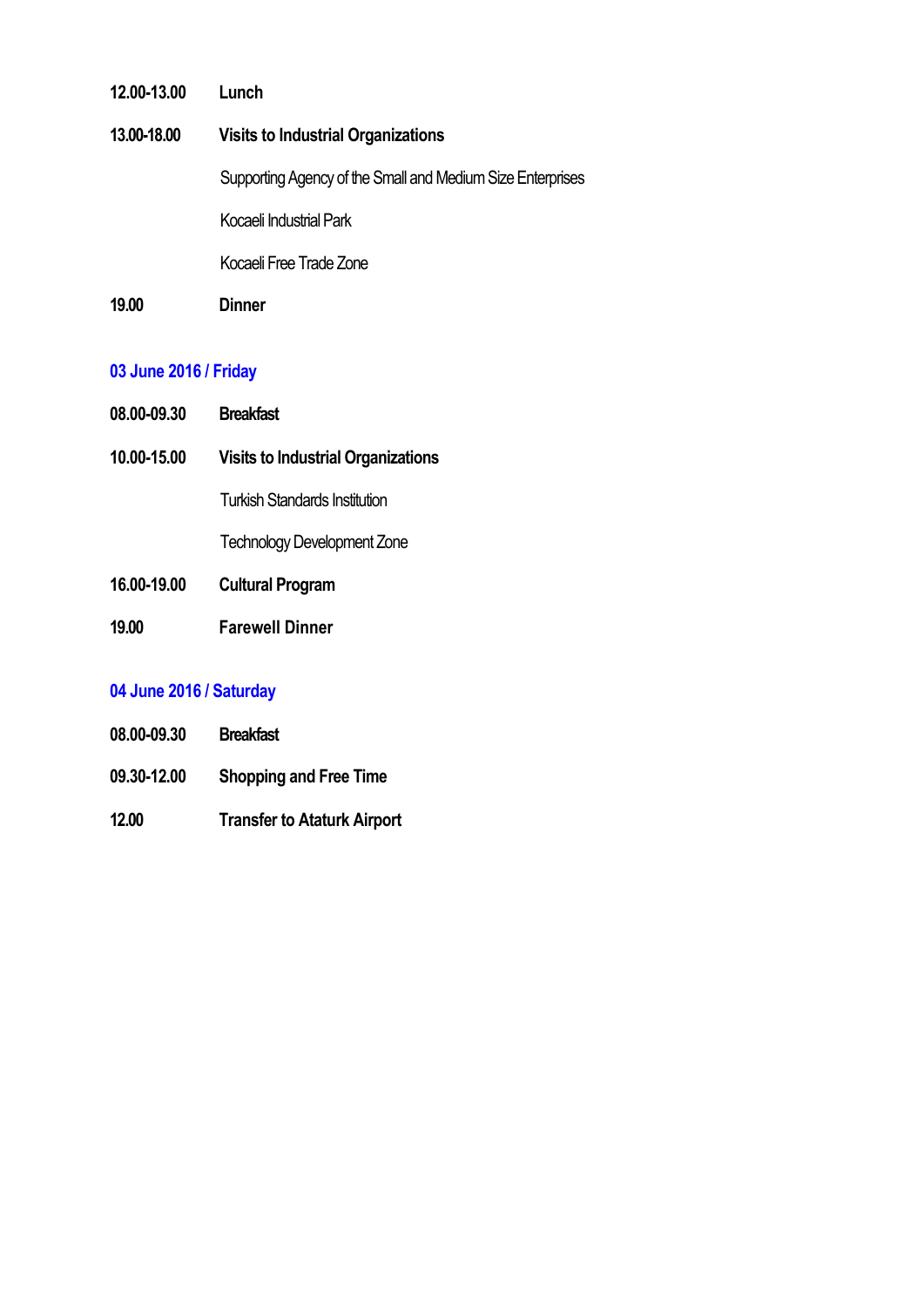**12.00-13.00** **Lunch**

**13.00-18.00** **Visits to Industrial Organizations**

Supporting Agency of the Small and Medium Size Enterprises

Kocaeli Industrial Park

Kocaeli Free Trade Zone

**19.00** **Dinner**

## 03 June 2016 / Friday

**08.00-09.30** **Breakfast**

**10.00-15.00** **Visits to Industrial Organizations**

Turkish Standards Institution

Technology Development Zone

**16.00-19.00** **Cultural Program**

**19.00** **Farewell Dinner**

## 04 June 2016 / Saturday

**08.00-09.30** **Breakfast**

**09.30-12.00** **Shopping and Free Time**

**12.00** **Transfer to Ataturk Airport**